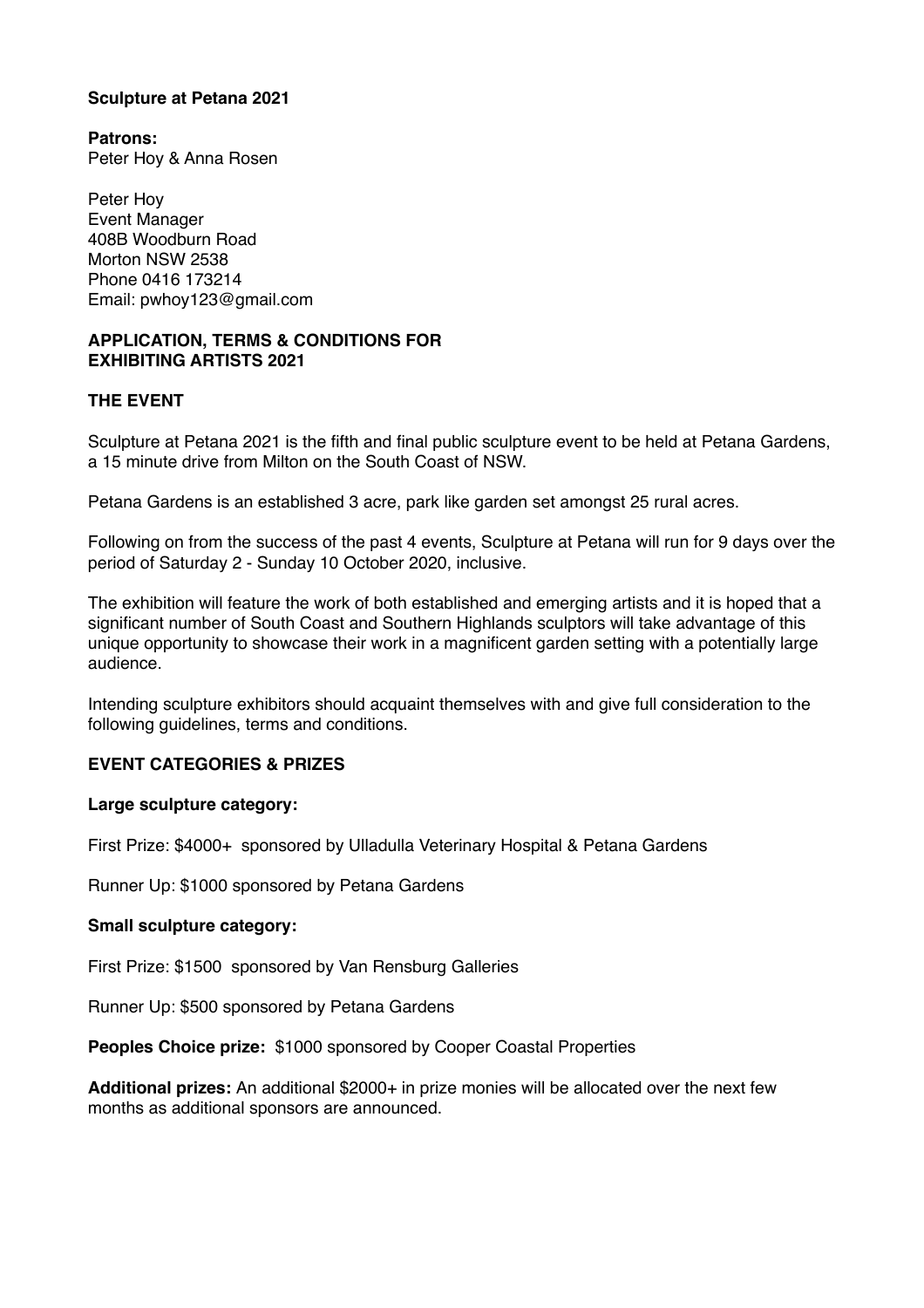**Sculpture at Petana 2021**

**Patrons:**
Peter Hoy & Anna Rosen

Peter Hoy
Event Manager
408B Woodburn Road
Morton NSW 2538
Phone 0416 173214
Email: pwhoy123@gmail.com

**APPLICATION, TERMS & CONDITIONS FOR EXHIBITING ARTISTS 2021**

**THE EVENT**

Sculpture at Petana 2021 is the fifth and final public sculpture event to be held at Petana Gardens, a 15 minute drive from Milton on the South Coast of NSW.

Petana Gardens is an established 3 acre, park like garden set amongst 25 rural acres.

Following on from the success of the past 4 events, Sculpture at Petana will run for 9 days over the period of Saturday 2 - Sunday 10 October 2020, inclusive.

The exhibition will feature the work of both established and emerging artists and it is hoped that a significant number of South Coast and Southern Highlands sculptors will take advantage of this unique opportunity to showcase their work in a magnificent garden setting with a potentially large audience.

Intending sculpture exhibitors should acquaint themselves with and give full consideration to the following guidelines, terms and conditions.

**EVENT CATEGORIES & PRIZES**

**Large sculpture category:**

First Prize: $4000+ sponsored by Ulladulla Veterinary Hospital & Petana Gardens

Runner Up: $1000 sponsored by Petana Gardens

**Small sculpture category:**

First Prize: $1500 sponsored by Van Rensburg Galleries

Runner Up: $500 sponsored by Petana Gardens

**Peoples Choice prize:** $1000 sponsored by Cooper Coastal Properties

**Additional prizes:** An additional $2000+ in prize monies will be allocated over the next few months as additional sponsors are announced.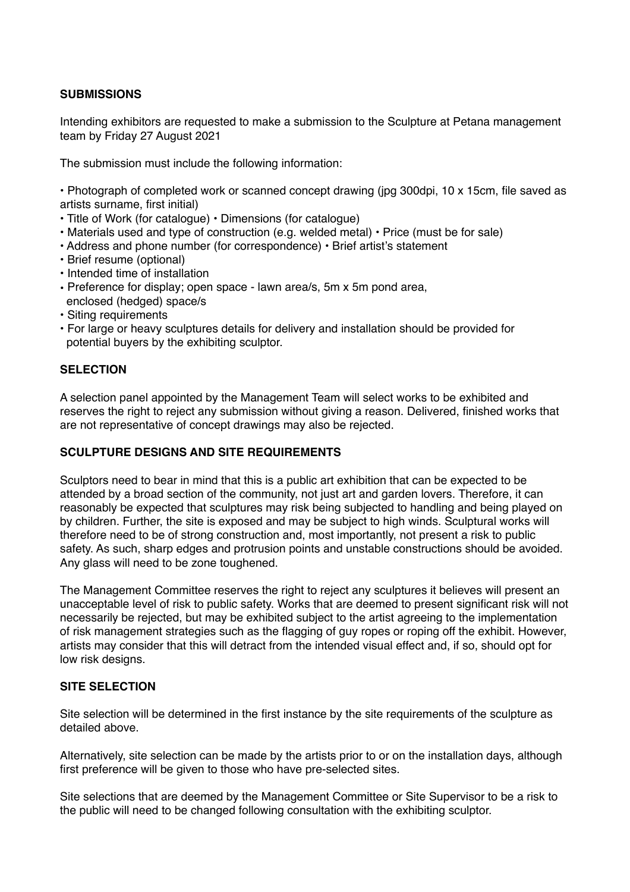## SUBMISSIONS

Intending exhibitors are requested to make a submission to the Sculpture at Petana management team by Friday 27 August 2021

The submission must include the following information:

- Photograph of completed work or scanned concept drawing (jpg 300dpi, 10 x 15cm, file saved as artists surname, first initial)
- Title of Work (for catalogue) • Dimensions (for catalogue)
- Materials used and type of construction (e.g. welded metal) • Price (must be for sale)
- Address and phone number (for correspondence) • Brief artist's statement
- Brief resume (optional)
- Intended time of installation
- Preference for display; open space - lawn area/s, 5m x 5m pond area, enclosed (hedged) space/s
- Siting requirements
- For large or heavy sculptures details for delivery and installation should be provided for potential buyers by the exhibiting sculptor.

## SELECTION

A selection panel appointed by the Management Team will select works to be exhibited and reserves the right to reject any submission without giving a reason. Delivered, finished works that are not representative of concept drawings may also be rejected.

## SCULPTURE DESIGNS AND SITE REQUIREMENTS

Sculptors need to bear in mind that this is a public art exhibition that can be expected to be attended by a broad section of the community, not just art and garden lovers. Therefore, it can reasonably be expected that sculptures may risk being subjected to handling and being played on by children. Further, the site is exposed and may be subject to high winds. Sculptural works will therefore need to be of strong construction and, most importantly, not present a risk to public safety. As such, sharp edges and protrusion points and unstable constructions should be avoided. Any glass will need to be zone toughened.

The Management Committee reserves the right to reject any sculptures it believes will present an unacceptable level of risk to public safety. Works that are deemed to present significant risk will not necessarily be rejected, but may be exhibited subject to the artist agreeing to the implementation of risk management strategies such as the flagging of guy ropes or roping off the exhibit. However, artists may consider that this will detract from the intended visual effect and, if so, should opt for low risk designs.

## SITE SELECTION

Site selection will be determined in the first instance by the site requirements of the sculpture as detailed above.

Alternatively, site selection can be made by the artists prior to or on the installation days, although first preference will be given to those who have pre-selected sites.

Site selections that are deemed by the Management Committee or Site Supervisor to be a risk to the public will need to be changed following consultation with the exhibiting sculptor.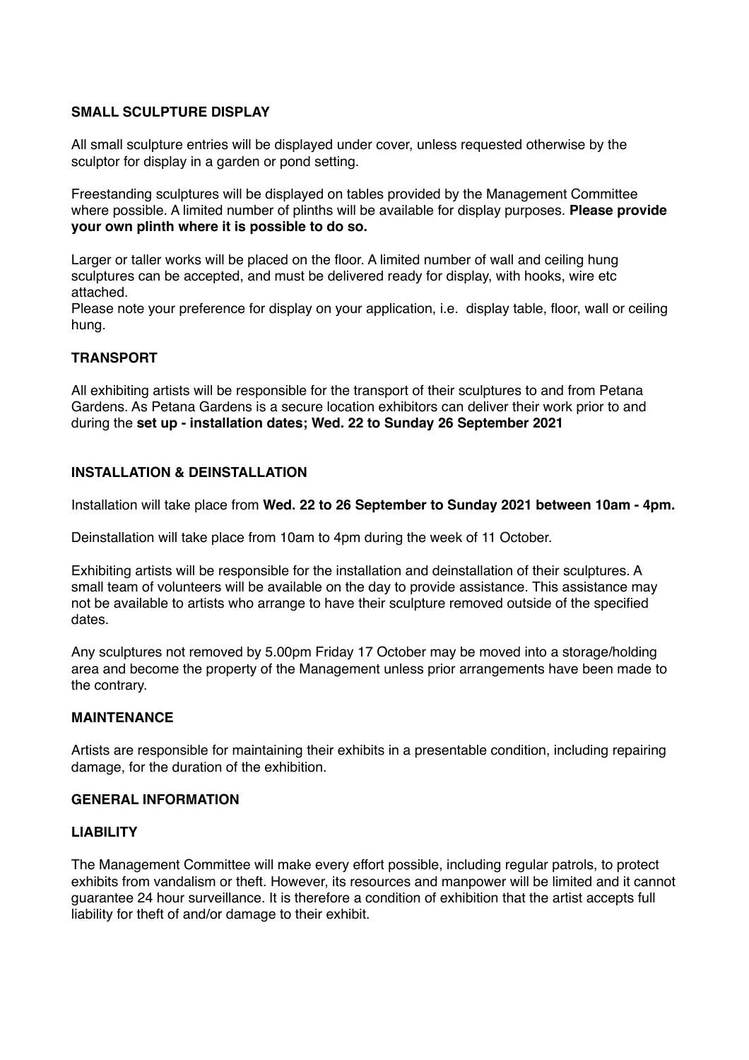**SMALL SCULPTURE DISPLAY**

All small sculpture entries will be displayed under cover, unless requested otherwise by the sculptor for display in a garden or pond setting.

Freestanding sculptures will be displayed on tables provided by the Management Committee where possible. A limited number of plinths will be available for display purposes. **Please provide your own plinth where it is possible to do so.**

Larger or taller works will be placed on the floor. A limited number of wall and ceiling hung sculptures can be accepted, and must be delivered ready for display, with hooks, wire etc attached.
Please note your preference for display on your application, i.e. display table, floor, wall or ceiling hung.

**TRANSPORT**

All exhibiting artists will be responsible for the transport of their sculptures to and from Petana Gardens. As Petana Gardens is a secure location exhibitors can deliver their work prior to and during the **set up - installation dates; Wed. 22 to Sunday 26 September 2021**

**INSTALLATION & DEINSTALLATION**

Installation will take place from **Wed. 22 to 26 September to Sunday 2021 between 10am - 4pm.**

Deinstallation will take place from 10am to 4pm during the week of 11 October.

Exhibiting artists will be responsible for the installation and deinstallation of their sculptures. A small team of volunteers will be available on the day to provide assistance. This assistance may not be available to artists who arrange to have their sculpture removed outside of the specified dates.

Any sculptures not removed by 5.00pm Friday 17 October may be moved into a storage/holding area and become the property of the Management unless prior arrangements have been made to the contrary.

**MAINTENANCE**

Artists are responsible for maintaining their exhibits in a presentable condition, including repairing damage, for the duration of the exhibition.

**GENERAL INFORMATION**

**LIABILITY**

The Management Committee will make every effort possible, including regular patrols, to protect exhibits from vandalism or theft. However, its resources and manpower will be limited and it cannot guarantee 24 hour surveillance. It is therefore a condition of exhibition that the artist accepts full liability for theft of and/or damage to their exhibit.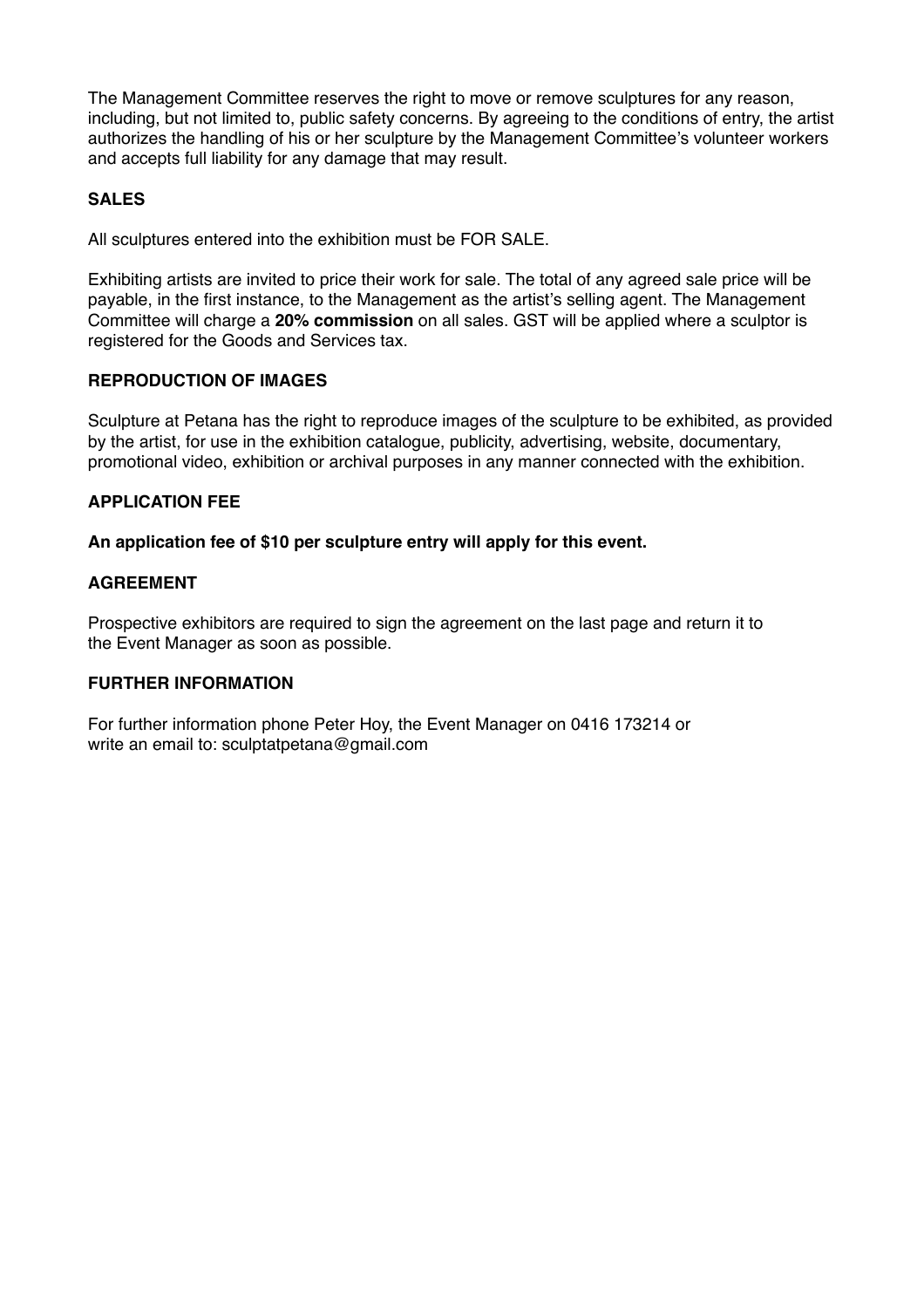The Management Committee reserves the right to move or remove sculptures for any reason, including, but not limited to, public safety concerns. By agreeing to the conditions of entry, the artist authorizes the handling of his or her sculpture by the Management Committee's volunteer workers and accepts full liability for any damage that may result.

## SALES

All sculptures entered into the exhibition must be FOR SALE.

Exhibiting artists are invited to price their work for sale. The total of any agreed sale price will be payable, in the first instance, to the Management as the artist's selling agent. The Management Committee will charge a **20% commission** on all sales. GST will be applied where a sculptor is registered for the Goods and Services tax.

## REPRODUCTION OF IMAGES

Sculpture at Petana has the right to reproduce images of the sculpture to be exhibited, as provided by the artist, for use in the exhibition catalogue, publicity, advertising, website, documentary, promotional video, exhibition or archival purposes in any manner connected with the exhibition.

## APPLICATION FEE

**An application fee of $10 per sculpture entry will apply for this event.**

## AGREEMENT

Prospective exhibitors are required to sign the agreement on the last page and return it to the Event Manager as soon as possible.

## FURTHER INFORMATION

For further information phone Peter Hoy, the Event Manager on 0416 173214 or write an email to: sculptatpetana@gmail.com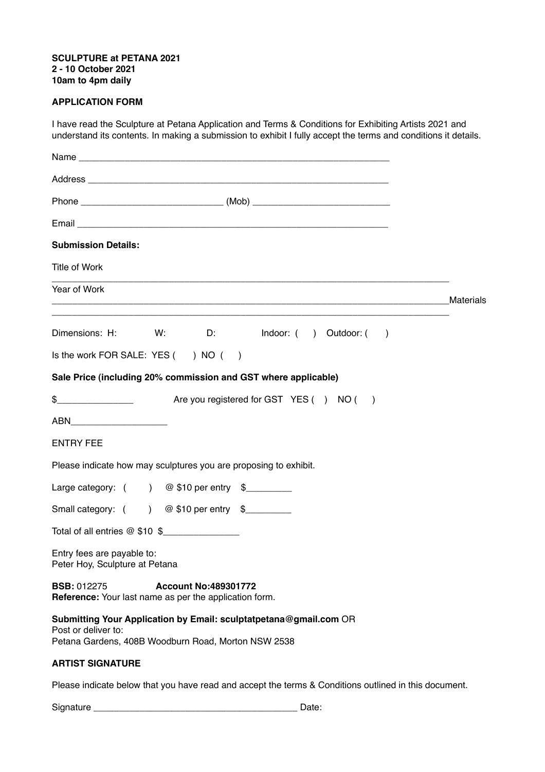**SCULPTURE at PETANA 2021**
**2 - 10 October 2021**
**10am to 4pm daily**

**APPLICATION FORM**

I have read the Sculpture at Petana Application and Terms & Conditions for Exhibiting Artists 2021 and understand its contents. In making a submission to exhibit I fully accept the terms and conditions it details.

Name ____________________________________________________________

Address __________________________________________________________

Phone ___________________________ (Mob) ___________________________

Email ____________________________________________________________

**Submission Details:**

Title of Work

______________________________________________________________________________

Year of Work

______________________________________________________________________________Materials

______________________________________________________________________________

Dimensions: H: W: D: Indoor: ( ) Outdoor: ( )

Is the work FOR SALE: YES ( ) NO ( )

**Sale Price (including 20% commission and GST where applicable)**

$_______________ Are you registered for GST YES ( ) NO ( )

ABN___________________

ENTRY FEE

Please indicate how may sculptures you are proposing to exhibit.

Large category: ( ) @ $10 per entry $_________

Small category: ( ) @ $10 per entry $_________

Total of all entries @ $10 $_______________

Entry fees are payable to:
Peter Hoy, Sculpture at Petana

**BSB:** 012275 **Account No:489301772**
**Reference:** Your last name as per the application form.

**Submitting Your Application by Email: sculptatpetana@gmail.com** OR
Post or deliver to:
Petana Gardens, 408B Woodburn Road, Morton NSW 2538

**ARTIST SIGNATURE**

Please indicate below that you have read and accept the terms & Conditions outlined in this document.

Signature ________________________________________ Date: